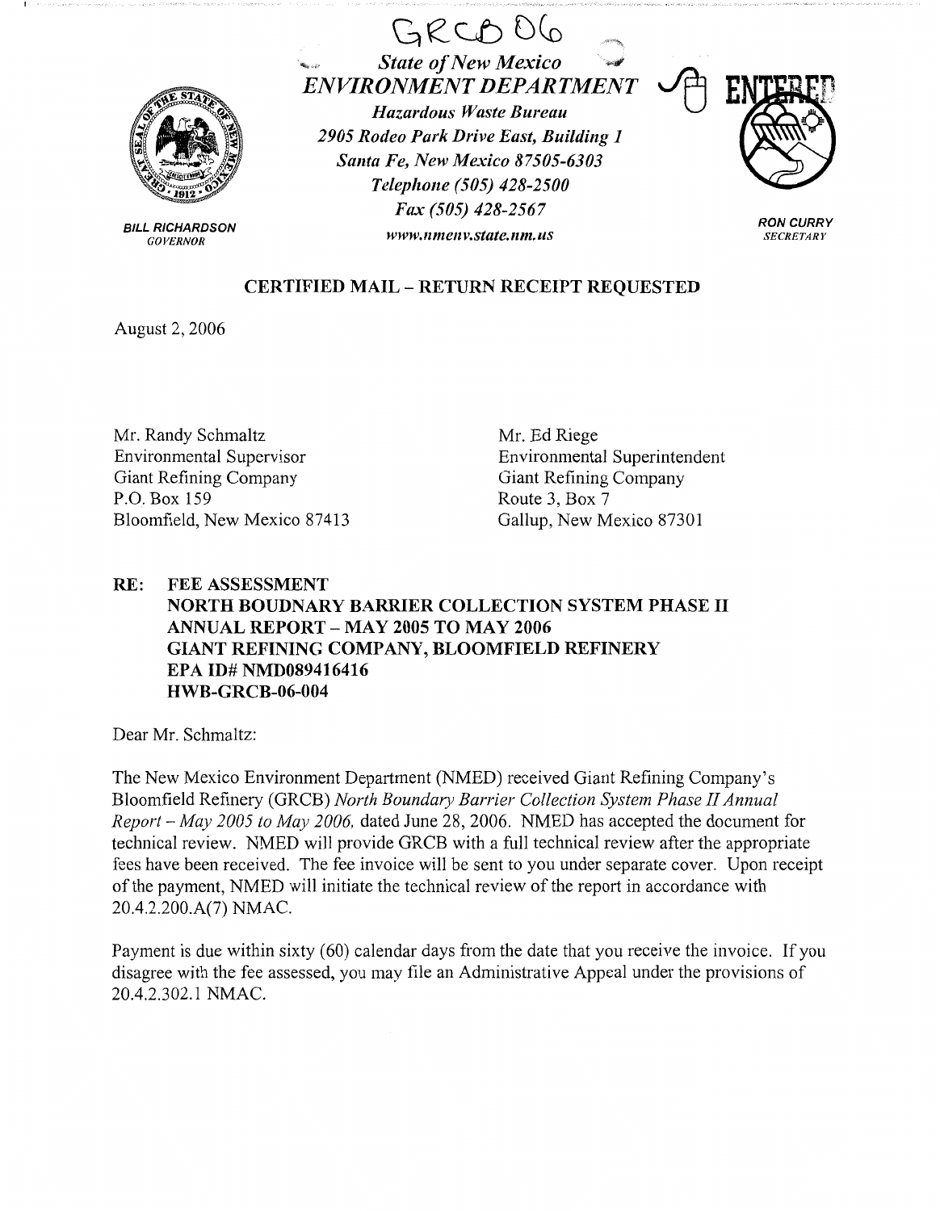GRCB 06

*State of New Mexico*
***ENVIRONMENT DEPARTMENT***
*Hazardous Waste Bureau*
*2905 Rodeo Park Drive East, Building 1*
*Santa Fe, New Mexico 87505-6303*
*Telephone (505) 428-2500*
*Fax (505) 428-2567*
*www.nmenv.state.nm.us*

ENTERED

**BILL RICHARDSON**
*GOVERNOR*

**RON CURRY**
*SECRETARY*

**CERTIFIED MAIL – RETURN RECEIPT REQUESTED**

August 2, 2006

Mr. Randy Schmaltz
Environmental Supervisor
Giant Refining Company
P.O. Box 159
Bloomfield, New Mexico 87413

Mr. Ed Riege
Environmental Superintendent
Giant Refining Company
Route 3, Box 7
Gallup, New Mexico 87301

**RE: FEE ASSESSMENT**
**NORTH BOUDNARY BARRIER COLLECTION SYSTEM PHASE II**
**ANNUAL REPORT – MAY 2005 TO MAY 2006**
**GIANT REFINING COMPANY, BLOOMFIELD REFINERY**
**EPA ID# NMD089416416**
**HWB-GRCB-06-004**

Dear Mr. Schmaltz:

The New Mexico Environment Department (NMED) received Giant Refining Company's Bloomfield Refinery (GRCB) *North Boundary Barrier Collection System Phase II Annual Report – May 2005 to May 2006,* dated June 28, 2006. NMED has accepted the document for technical review. NMED will provide GRCB with a full technical review after the appropriate fees have been received. The fee invoice will be sent to you under separate cover. Upon receipt of the payment, NMED will initiate the technical review of the report in accordance with 20.4.2.200.A(7) NMAC.

Payment is due within sixty (60) calendar days from the date that you receive the invoice. If you disagree with the fee assessed, you may file an Administrative Appeal under the provisions of 20.4.2.302.1 NMAC.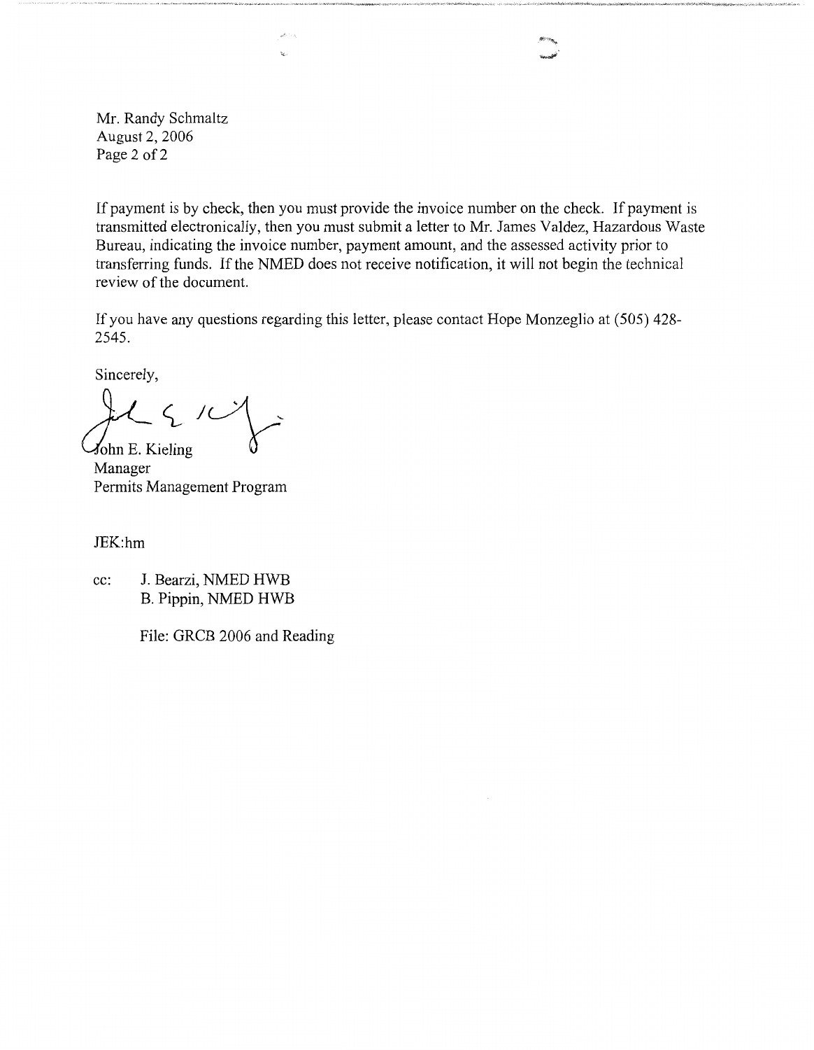Mr. Randy Schmaltz
August 2, 2006
Page 2 of 2

If payment is by check, then you must provide the invoice number on the check. If payment is transmitted electronically, then you must submit a letter to Mr. James Valdez, Hazardous Waste Bureau, indicating the invoice number, payment amount, and the assessed activity prior to transferring funds. If the NMED does not receive notification, it will not begin the technical review of the document.

If you have any questions regarding this letter, please contact Hope Monzeglio at (505) 428-2545.

Sincerely,

John E. Kieling
Manager
Permits Management Program

JEK:hm

cc: J. Bearzi, NMED HWB
B. Pippin, NMED HWB

File: GRCB 2006 and Reading